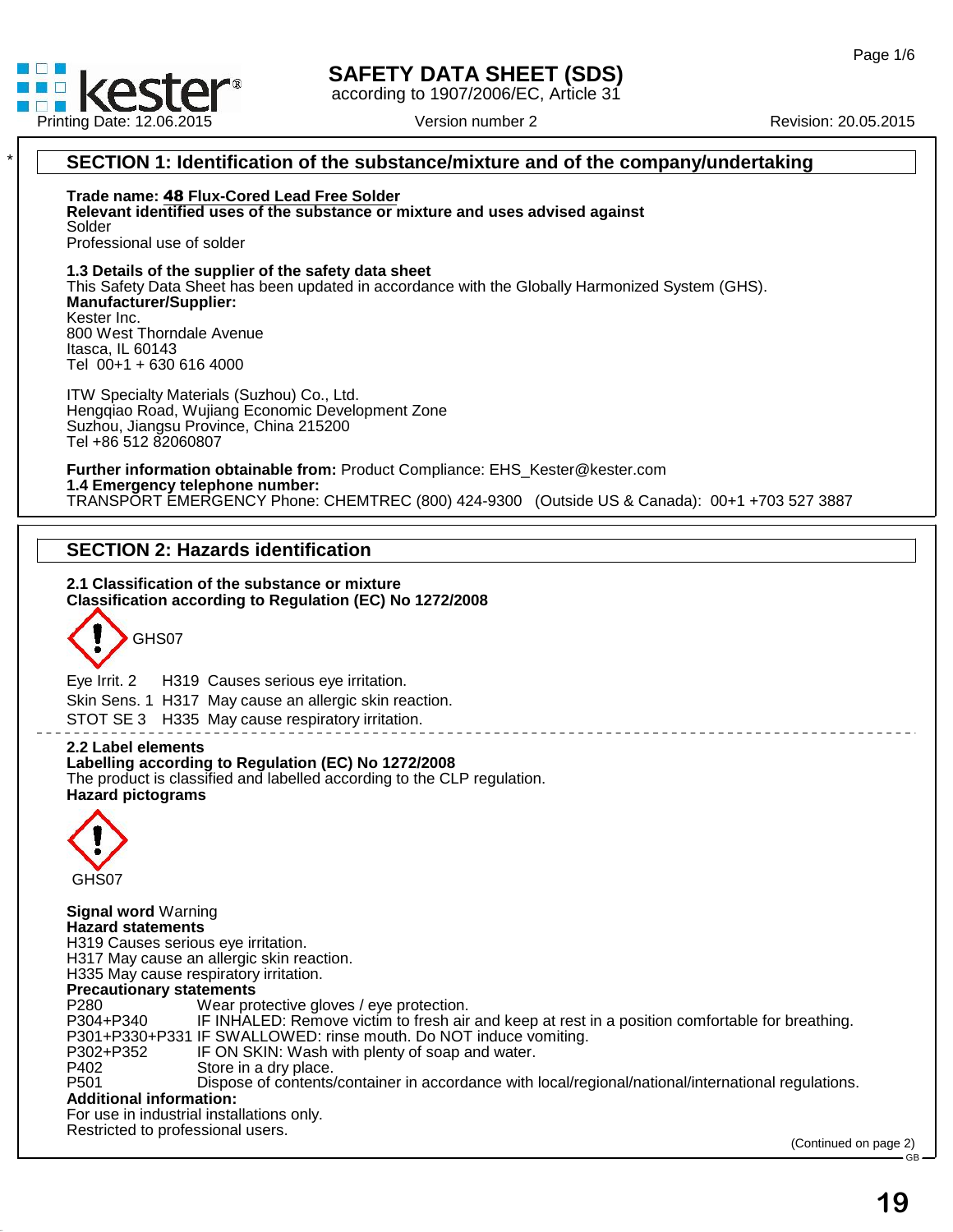# SAFETY DATA SHEET (SDS)

according to 1907/2006/EC, Article 31

Printing Date: 12.06.2015 Version number 2 Revision: 20.05.2015

## SECTION 1: Identification of the substance/mixture and of the company/undertaking

**Trade name: 48 Flux-Cored Lead Free Solder**

**Relevant identified uses of the substance or mixture and uses advised against**

Solder

Professional use of solder

**1.3 Details of the supplier of the safety data sheet**

This Safety Data Sheet has been updated in accordance with the Globally Harmonized System (GHS).

**Manufacturer/Supplier:**

Kester Inc.
800 West Thorndale Avenue
Itasca, IL 60143
Tel 00+1 + 630 616 4000

ITW Specialty Materials (Suzhou) Co., Ltd.
Hengqiao Road, Wujiang Economic Development Zone
Suzhou, Jiangsu Province, China 215200
Tel +86 512 82060807

**Further information obtainable from:** Product Compliance: EHS_Kester@kester.com

**1.4 Emergency telephone number:**

TRANSPORT EMERGENCY Phone: CHEMTREC (800) 424-9300 (Outside US & Canada): 00+1 +703 527 3887

## SECTION 2: Hazards identification

**2.1 Classification of the substance or mixture**

**Classification according to Regulation (EC) No 1272/2008**

GHS07

Eye Irrit. 2 H319 Causes serious eye irritation.

Skin Sens. 1 H317 May cause an allergic skin reaction.

STOT SE 3 H335 May cause respiratory irritation.

**2.2 Label elements**

**Labelling according to Regulation (EC) No 1272/2008**

The product is classified and labelled according to the CLP regulation.

**Hazard pictograms**

GHS07

**Signal word** Warning

**Hazard statements**

H319 Causes serious eye irritation.
H317 May cause an allergic skin reaction.
H335 May cause respiratory irritation.

**Precautionary statements**

| | |
|---|---|
| P280 | Wear protective gloves / eye protection. |
| P304+P340 | IF INHALED: Remove victim to fresh air and keep at rest in a position comfortable for breathing. |
| P301+P330+P331 | IF SWALLOWED: rinse mouth. Do NOT induce vomiting. |
| P302+P352 | IF ON SKIN: Wash with plenty of soap and water. |
| P402 | Store in a dry place. |
| P501 | Dispose of contents/container in accordance with local/regional/national/international regulations. |

**Additional information:**

For use in industrial installations only.
Restricted to professional users.

(Continued on page 2)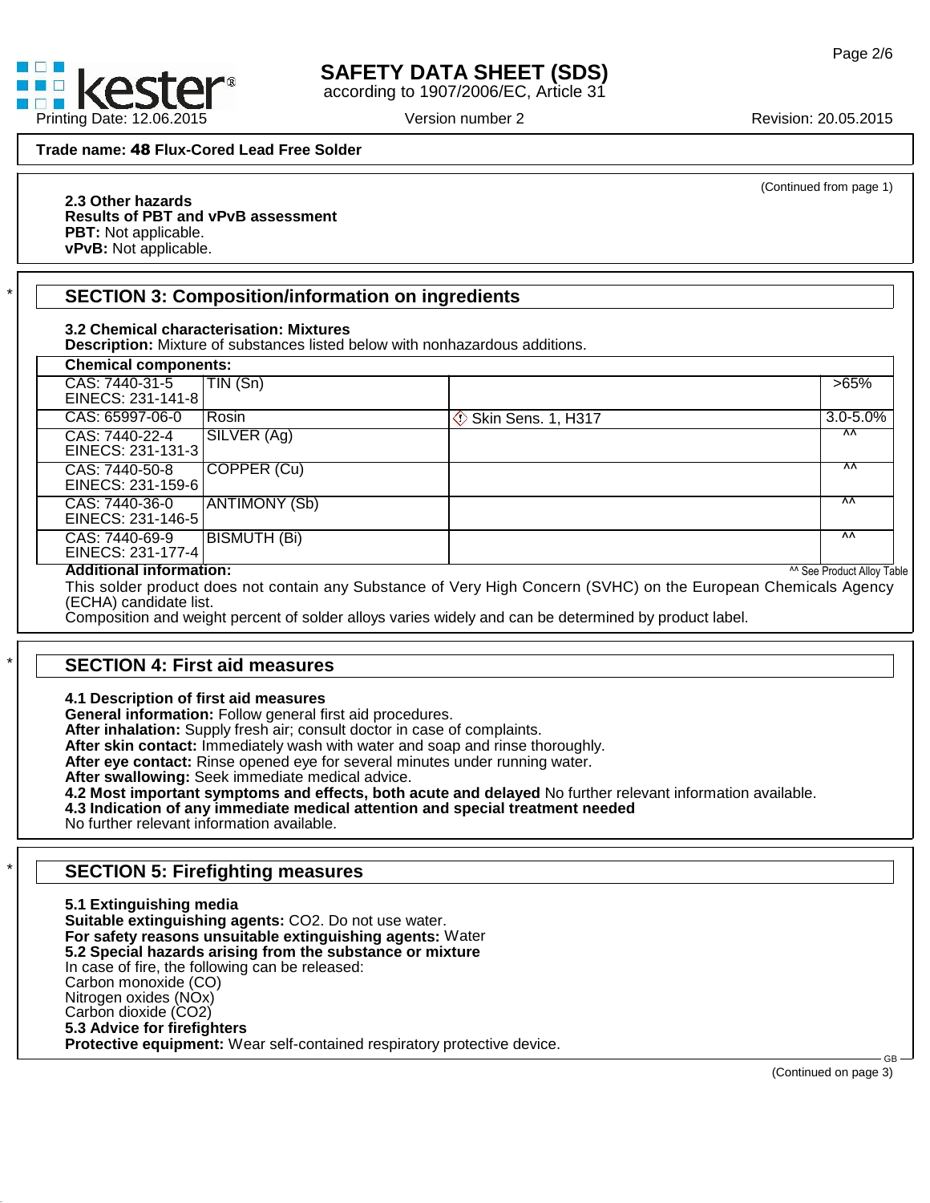Trade name: **48 Flux-Cored Lead Free Solder**

(Continued from page 1)

**2.3 Other hazards**
**Results of PBT and vPvB assessment**
**PBT:** Not applicable.
**vPvB:** Not applicable.

## SECTION 3: Composition/information on ingredients

**3.2 Chemical characterisation: Mixtures**
**Description:** Mixture of substances listed below with nonhazardous additions.

| Chemical components: | | | |
|---|---|---|---|
| CAS: 7440-31-5<br>EINECS: 231-141-8 | TIN (Sn) | | >65% |
| CAS: 65997-06-0 | Rosin | Skin Sens. 1, H317 | 3.0-5.0% |
| CAS: 7440-22-4<br>EINECS: 231-131-3 | SILVER (Ag) | | ^^ |
| CAS: 7440-50-8<br>EINECS: 231-159-6 | COPPER (Cu) | | ^^ |
| CAS: 7440-36-0<br>EINECS: 231-146-5 | ANTIMONY (Sb) | | ^^ |
| CAS: 7440-69-9<br>EINECS: 231-177-4 | BISMUTH (Bi) | | ^^ |

^^ See Product Alloy Table

**Additional information:**
This solder product does not contain any Substance of Very High Concern (SVHC) on the European Chemicals Agency (ECHA) candidate list.
Composition and weight percent of solder alloys varies widely and can be determined by product label.

## SECTION 4: First aid measures

**4.1 Description of first aid measures**
**General information:** Follow general first aid procedures.
**After inhalation:** Supply fresh air; consult doctor in case of complaints.
**After skin contact:** Immediately wash with water and soap and rinse thoroughly.
**After eye contact:** Rinse opened eye for several minutes under running water.
**After swallowing:** Seek immediate medical advice.
**4.2 Most important symptoms and effects, both acute and delayed** No further relevant information available.
**4.3 Indication of any immediate medical attention and special treatment needed**
No further relevant information available.

## SECTION 5: Firefighting measures

**5.1 Extinguishing media**
**Suitable extinguishing agents:** $CO_2$. Do not use water.
**For safety reasons unsuitable extinguishing agents:** Water
**5.2 Special hazards arising from the substance or mixture**
In case of fire, the following can be released:
Carbon monoxide (CO)
Nitrogen oxides ($NO_x$)
Carbon dioxide ($CO_2$)
**5.3 Advice for firefighters**
**Protective equipment:** Wear self-contained respiratory protective device.

(Continued on page 3)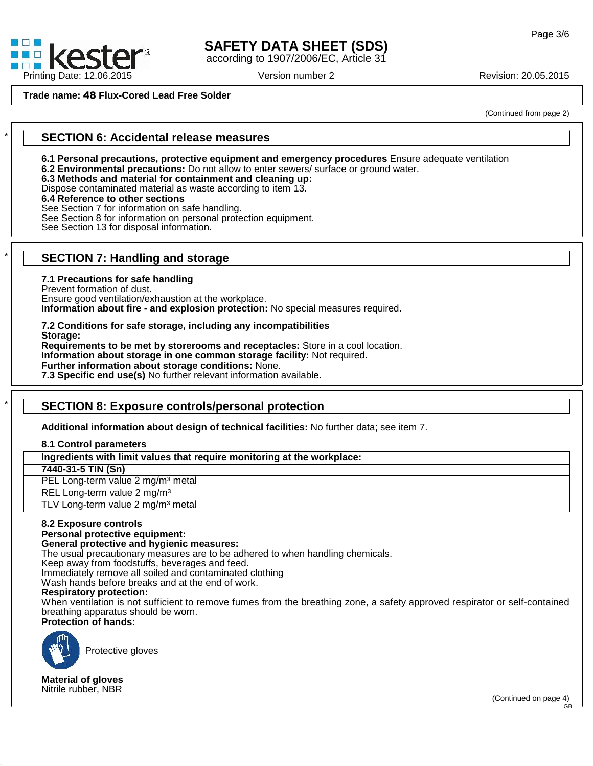**Trade name: 48 Flux-Cored Lead Free Solder**

(Continued from page 2)

## SECTION 6: Accidental release measures

**6.1 Personal precautions, protective equipment and emergency procedures** Ensure adequate ventilation
**6.2 Environmental precautions:** Do not allow to enter sewers/ surface or ground water.
**6.3 Methods and material for containment and cleaning up:**
Dispose contaminated material as waste according to item 13.
**6.4 Reference to other sections**
See Section 7 for information on safe handling.
See Section 8 for information on personal protection equipment.
See Section 13 for disposal information.

## SECTION 7: Handling and storage

**7.1 Precautions for safe handling**
Prevent formation of dust.
Ensure good ventilation/exhaustion at the workplace.
**Information about fire - and explosion protection:** No special measures required.

**7.2 Conditions for safe storage, including any incompatibilities**
**Storage:**
**Requirements to be met by storerooms and receptacles:** Store in a cool location.
**Information about storage in one common storage facility:** Not required.
**Further information about storage conditions:** None.
**7.3 Specific end use(s)** No further relevant information available.

## SECTION 8: Exposure controls/personal protection

**Additional information about design of technical facilities:** No further data; see item 7.

**8.1 Control parameters**

| **Ingredients with limit values that require monitoring at the workplace:** |
|---|
| **7440-31-5 TIN (Sn)** |
| PEL Long-term value 2 mg/m³ metal |
| REL Long-term value 2 mg/m³ |
| TLV Long-term value 2 mg/m³ metal |

**8.2 Exposure controls**
**Personal protective equipment:**
**General protective and hygienic measures:**
The usual precautionary measures are to be adhered to when handling chemicals.
Keep away from foodstuffs, beverages and feed.
Immediately remove all soiled and contaminated clothing
Wash hands before breaks and at the end of work.
**Respiratory protection:**
When ventilation is not sufficient to remove fumes from the breathing zone, a safety approved respirator or self-contained breathing apparatus should be worn.
**Protection of hands:**

Protective gloves

**Material of gloves**
Nitrile rubber, NBR

(Continued on page 4)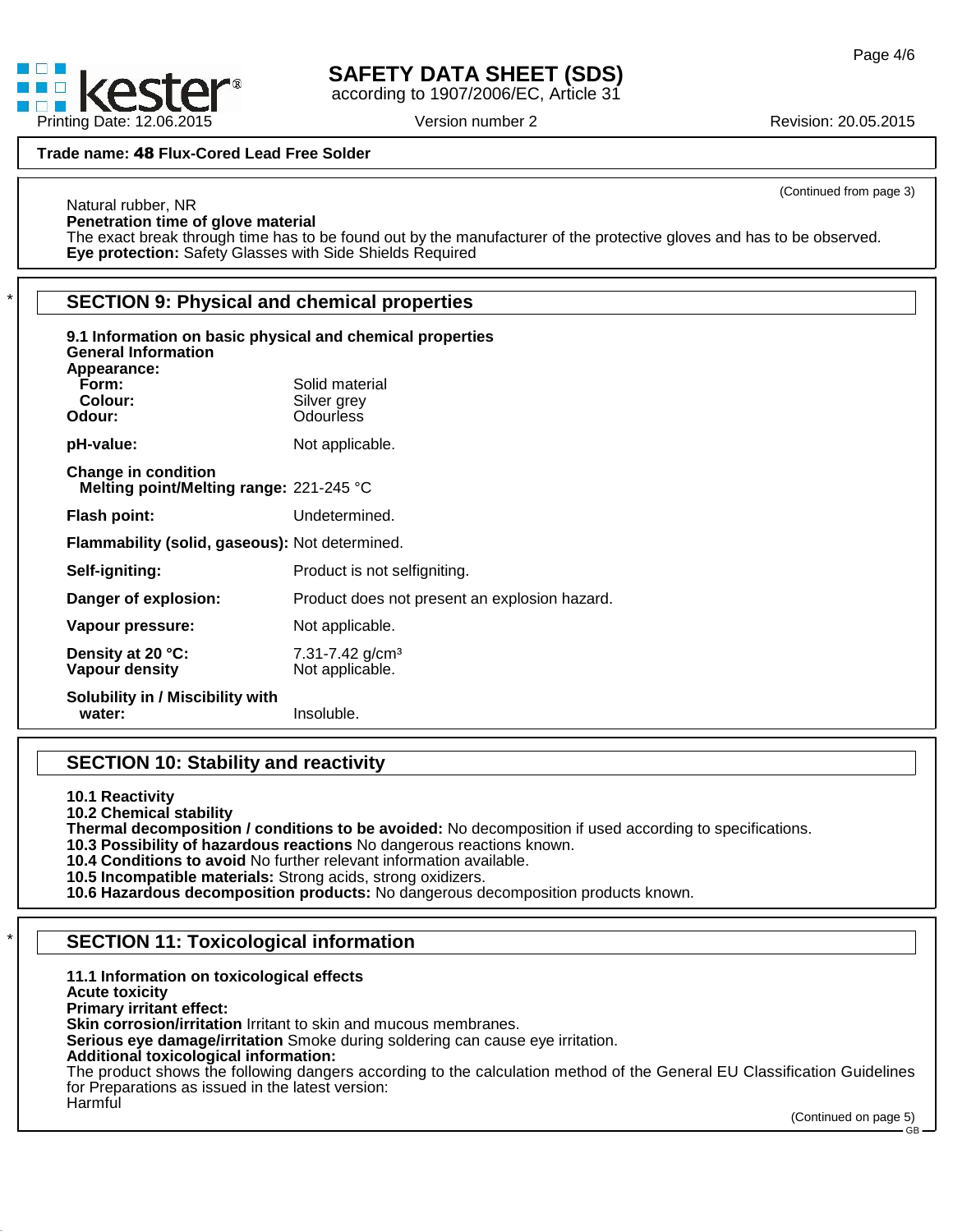**Trade name: 48 Flux-Cored Lead Free Solder**

(Continued from page 3)

Natural rubber, NR

**Penetration time of glove material**

The exact break through time has to be found out by the manufacturer of the protective gloves and has to be observed.

**Eye protection:** Safety Glasses with Side Shields Required

## SECTION 9: Physical and chemical properties

**9.1 Information on basic physical and chemical properties**

**General Information**

**Appearance:**

| | |
|---|---|
| **Form:** | Solid material |
| **Colour:** | Silver grey |
| **Odour:** | Odourless |
| **pH-value:** | Not applicable. |
| **Change in condition** | |
| **Melting point/Melting range:** | 221-245 °C |
| **Flash point:** | Undetermined. |
| **Flammability (solid, gaseous):** | Not determined. |
| **Self-igniting:** | Product is not selfigniting. |
| **Danger of explosion:** | Product does not present an explosion hazard. |
| **Vapour pressure:** | Not applicable. |
| **Density at 20 °C:** | 7.31-7.42 g/cm³ |
| **Vapour density** | Not applicable. |
| **Solubility in / Miscibility with water:** | Insoluble. |

## SECTION 10: Stability and reactivity

**10.1 Reactivity**

**10.2 Chemical stability**

**Thermal decomposition / conditions to be avoided:** No decomposition if used according to specifications.

**10.3 Possibility of hazardous reactions** No dangerous reactions known.

**10.4 Conditions to avoid** No further relevant information available.

**10.5 Incompatible materials:** Strong acids, strong oxidizers.

**10.6 Hazardous decomposition products:** No dangerous decomposition products known.

## SECTION 11: Toxicological information

**11.1 Information on toxicological effects**

**Acute toxicity**

**Primary irritant effect:**

**Skin corrosion/irritation** Irritant to skin and mucous membranes.

**Serious eye damage/irritation** Smoke during soldering can cause eye irritation.

**Additional toxicological information:**

The product shows the following dangers according to the calculation method of the General EU Classification Guidelines for Preparations as issued in the latest version:

Harmful

(Continued on page 5)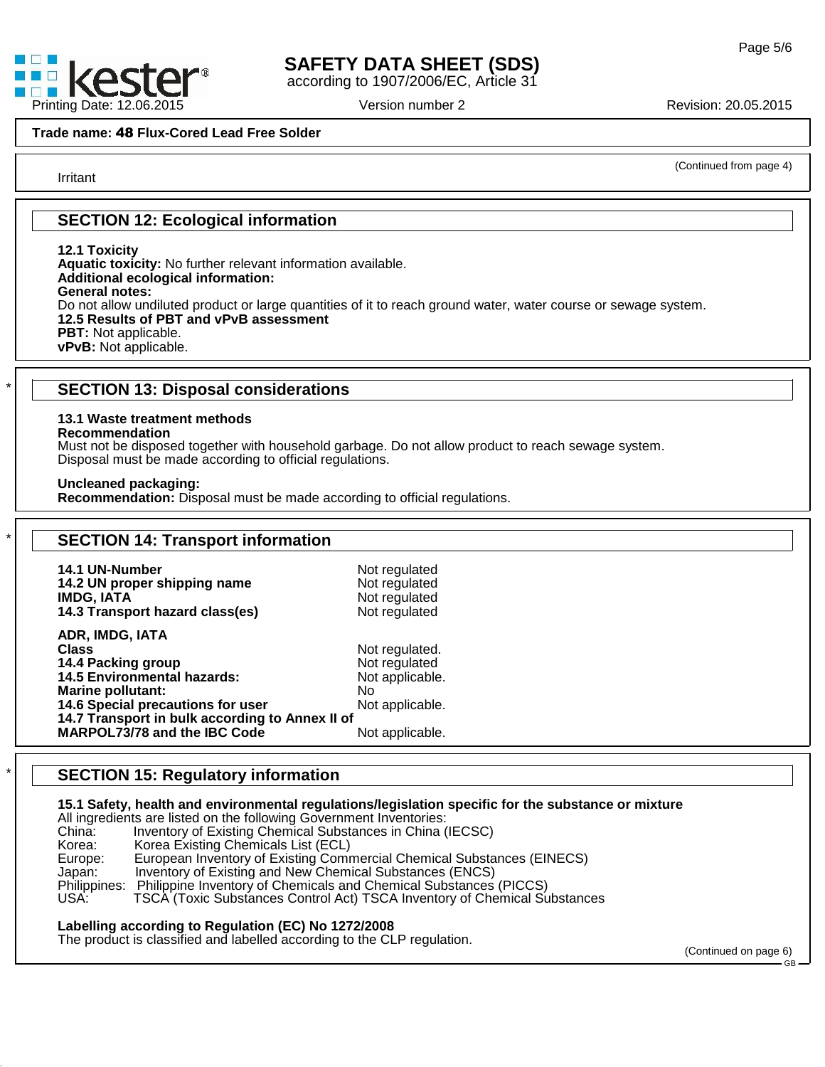**Trade name: 48 Flux-Cored Lead Free Solder**

(Continued from page 4)

Irritant

## SECTION 12: Ecological information

**12.1 Toxicity**
**Aquatic toxicity:** No further relevant information available.
**Additional ecological information:**
**General notes:**
Do not allow undiluted product or large quantities of it to reach ground water, water course or sewage system.
**12.5 Results of PBT and vPvB assessment**
**PBT:** Not applicable.
**vPvB:** Not applicable.

## SECTION 13: Disposal considerations

**13.1 Waste treatment methods**
**Recommendation**
Must not be disposed together with household garbage. Do not allow product to reach sewage system.
Disposal must be made according to official regulations.

**Uncleaned packaging:**
**Recommendation:** Disposal must be made according to official regulations.

## SECTION 14: Transport information

| | |
|---|---|
| **14.1 UN-Number** | Not regulated |
| **14.2 UN proper shipping name** | Not regulated |
| **IMDG, IATA** | Not regulated |
| **14.3 Transport hazard class(es)** | Not regulated |
| **ADR, IMDG, IATA** | |
| **Class** | Not regulated. |
| **14.4 Packing group** | Not regulated |
| **14.5 Environmental hazards:** | Not applicable. |
| **Marine pollutant:** | No |
| **14.6 Special precautions for user** | Not applicable. |
| **14.7 Transport in bulk according to Annex II of MARPOL73/78 and the IBC Code** | Not applicable. |

## SECTION 15: Regulatory information

**15.1 Safety, health and environmental regulations/legislation specific for the substance or mixture**
All ingredients are listed on the following Government Inventories:
China: Inventory of Existing Chemical Substances in China (IECSC)
Korea: Korea Existing Chemicals List (ECL)
Europe: European Inventory of Existing Commercial Chemical Substances (EINECS)
Japan: Inventory of Existing and New Chemical Substances (ENCS)
Philippines: Philippine Inventory of Chemicals and Chemical Substances (PICCS)
USA: TSCA (Toxic Substances Control Act) TSCA Inventory of Chemical Substances

**Labelling according to Regulation (EC) No 1272/2008**
The product is classified and labelled according to the CLP regulation.

(Continued on page 6)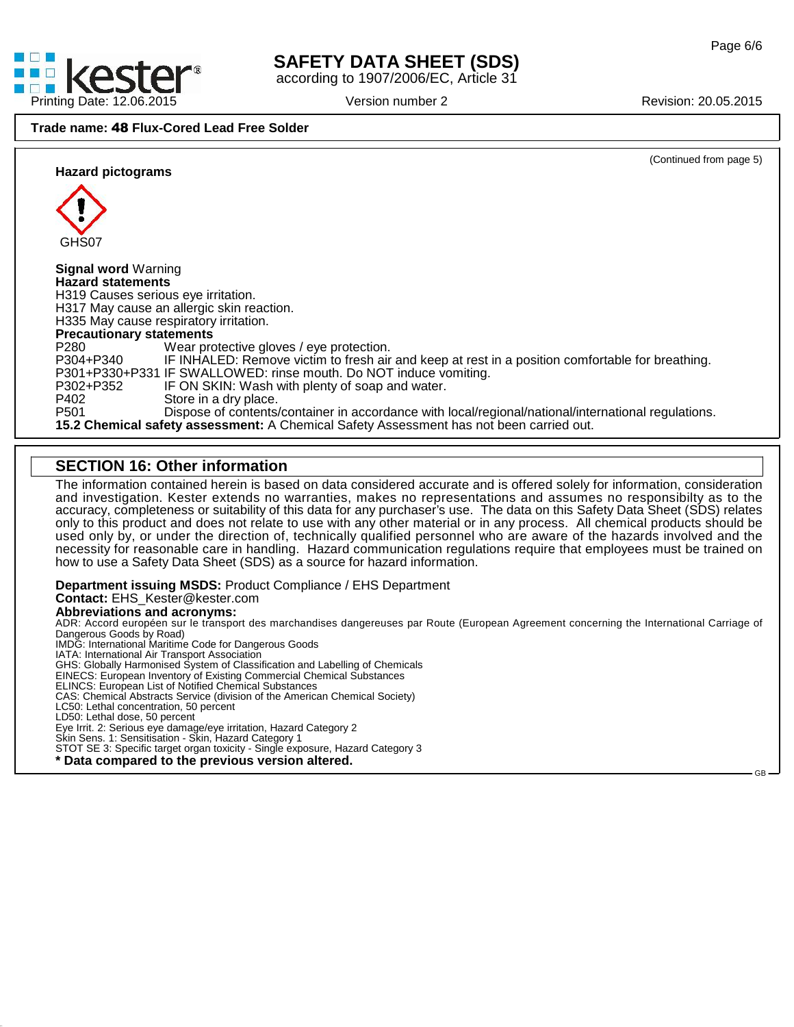**Trade name: 48 Flux-Cored Lead Free Solder**

(Continued from page 5)

**Hazard pictograms**

GHS07

**Signal word** Warning

**Hazard statements**

H319 Causes serious eye irritation.
H317 May cause an allergic skin reaction.
H335 May cause respiratory irritation.

**Precautionary statements**

| | |
|---|---|
| P280 | Wear protective gloves / eye protection. |
| P304+P340 | IF INHALED: Remove victim to fresh air and keep at rest in a position comfortable for breathing. |
| P301+P330+P331 | IF SWALLOWED: rinse mouth. Do NOT induce vomiting. |
| P302+P352 | IF ON SKIN: Wash with plenty of soap and water. |
| P402 | Store in a dry place. |
| P501 | Dispose of contents/container in accordance with local/regional/national/international regulations. |

**15.2 Chemical safety assessment:** A Chemical Safety Assessment has not been carried out.

## SECTION 16: Other information

The information contained herein is based on data considered accurate and is offered solely for information, consideration and investigation. Kester extends no warranties, makes no representations and assumes no responsibilty as to the accuracy, completeness or suitability of this data for any purchaser's use. The data on this Safety Data Sheet (SDS) relates only to this product and does not relate to use with any other material or in any process. All chemical products should be used only by, or under the direction of, technically qualified personnel who are aware of the hazards involved and the necessity for reasonable care in handling. Hazard communication regulations require that employees must be trained on how to use a Safety Data Sheet (SDS) as a source for hazard information.

**Department issuing MSDS:** Product Compliance / EHS Department
**Contact:** EHS_Kester@kester.com
**Abbreviations and acronyms:**
ADR: Accord européen sur le transport des marchandises dangereuses par Route (European Agreement concerning the International Carriage of Dangerous Goods by Road)
IMDG: International Maritime Code for Dangerous Goods
IATA: International Air Transport Association
GHS: Globally Harmonised System of Classification and Labelling of Chemicals
EINECS: European Inventory of Existing Commercial Chemical Substances
ELINCS: European List of Notified Chemical Substances
CAS: Chemical Abstracts Service (division of the American Chemical Society)
LC50: Lethal concentration, 50 percent
LD50: Lethal dose, 50 percent
Eye Irrit. 2: Serious eye damage/eye irritation, Hazard Category 2
Skin Sens. 1: Sensitisation - Skin, Hazard Category 1
STOT SE 3: Specific target organ toxicity - Single exposure, Hazard Category 3

**\* Data compared to the previous version altered.**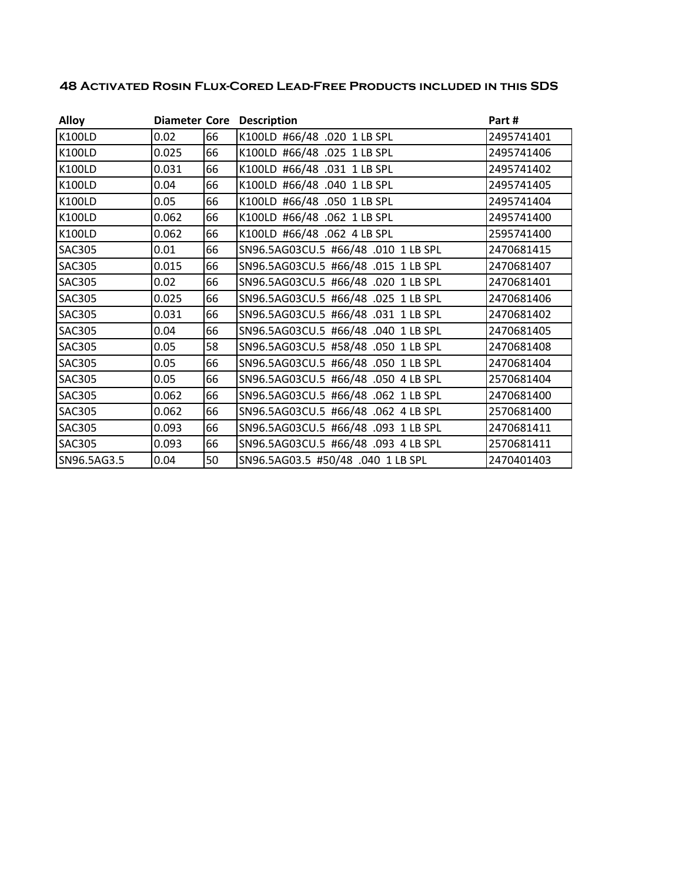## 48 Activated Rosin Flux-Cored Lead-Free Products included in this SDS

| Alloy | Diameter | Core | Description | Part # |
|---|---|---|---|---|
| K100LD | 0.02 | 66 | K100LD #66/48 .020 1 LB SPL | 2495741401 |
| K100LD | 0.025 | 66 | K100LD #66/48 .025 1 LB SPL | 2495741406 |
| K100LD | 0.031 | 66 | K100LD #66/48 .031 1 LB SPL | 2495741402 |
| K100LD | 0.04 | 66 | K100LD #66/48 .040 1 LB SPL | 2495741405 |
| K100LD | 0.05 | 66 | K100LD #66/48 .050 1 LB SPL | 2495741404 |
| K100LD | 0.062 | 66 | K100LD #66/48 .062 1 LB SPL | 2495741400 |
| K100LD | 0.062 | 66 | K100LD #66/48 .062 4 LB SPL | 2595741400 |
| SAC305 | 0.01 | 66 | SN96.5AG03CU.5 #66/48 .010 1 LB SPL | 2470681415 |
| SAC305 | 0.015 | 66 | SN96.5AG03CU.5 #66/48 .015 1 LB SPL | 2470681407 |
| SAC305 | 0.02 | 66 | SN96.5AG03CU.5 #66/48 .020 1 LB SPL | 2470681401 |
| SAC305 | 0.025 | 66 | SN96.5AG03CU.5 #66/48 .025 1 LB SPL | 2470681406 |
| SAC305 | 0.031 | 66 | SN96.5AG03CU.5 #66/48 .031 1 LB SPL | 2470681402 |
| SAC305 | 0.04 | 66 | SN96.5AG03CU.5 #66/48 .040 1 LB SPL | 2470681405 |
| SAC305 | 0.05 | 58 | SN96.5AG03CU.5 #58/48 .050 1 LB SPL | 2470681408 |
| SAC305 | 0.05 | 66 | SN96.5AG03CU.5 #66/48 .050 1 LB SPL | 2470681404 |
| SAC305 | 0.05 | 66 | SN96.5AG03CU.5 #66/48 .050 4 LB SPL | 2570681404 |
| SAC305 | 0.062 | 66 | SN96.5AG03CU.5 #66/48 .062 1 LB SPL | 2470681400 |
| SAC305 | 0.062 | 66 | SN96.5AG03CU.5 #66/48 .062 4 LB SPL | 2570681400 |
| SAC305 | 0.093 | 66 | SN96.5AG03CU.5 #66/48 .093 1 LB SPL | 2470681411 |
| SAC305 | 0.093 | 66 | SN96.5AG03CU.5 #66/48 .093 4 LB SPL | 2570681411 |
| SN96.5AG3.5 | 0.04 | 50 | SN96.5AG03.5 #50/48 .040 1 LB SPL | 2470401403 |